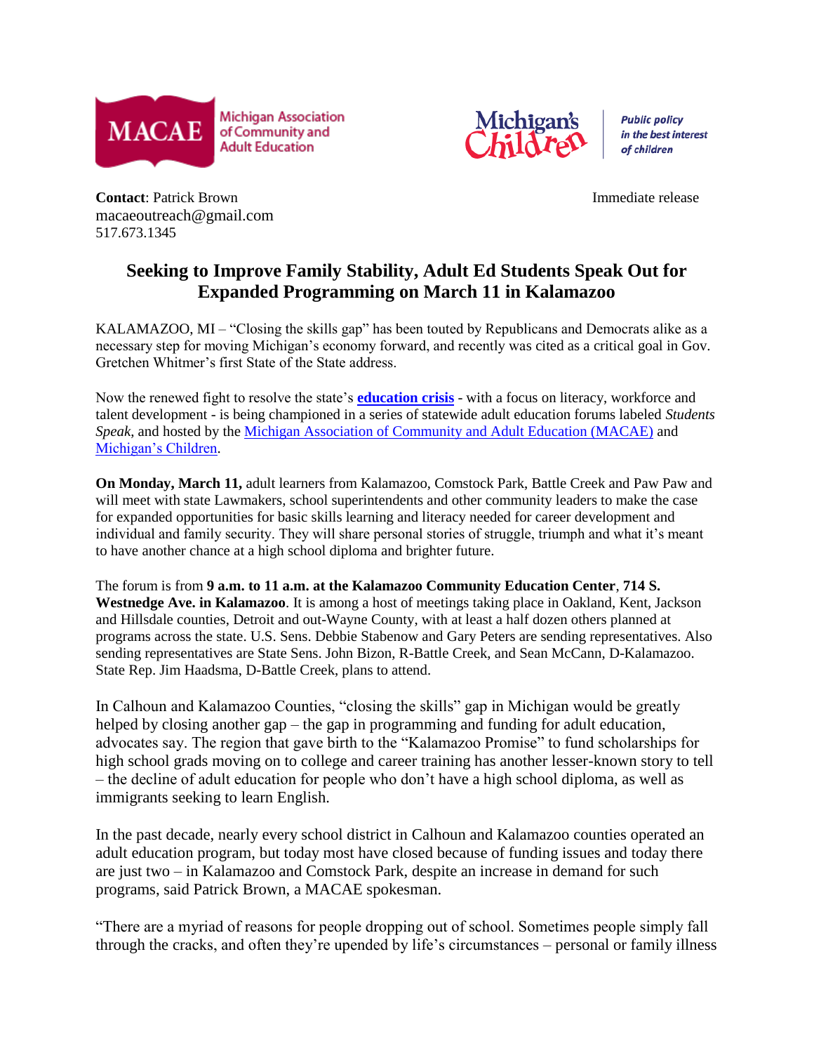MACAE Michigan Association of Community and Adult Education

Michigan's Children — Public policy in the best interest of children

**Contact**: Patrick Brown
macaeoutreach@gmail.com
517.673.1345

Immediate release

## Seeking to Improve Family Stability, Adult Ed Students Speak Out for Expanded Programming on March 11 in Kalamazoo

KALAMAZOO, MI – "Closing the skills gap" has been touted by Republicans and Democrats alike as a necessary step for moving Michigan's economy forward, and recently was cited as a critical goal in Gov. Gretchen Whitmer's first State of the State address.

Now the renewed fight to resolve the state's **education crisis** - with a focus on literacy, workforce and talent development - is being championed in a series of statewide adult education forums labeled *Students Speak*, and hosted by the Michigan Association of Community and Adult Education (MACAE) and Michigan's Children.

**On Monday, March 11,** adult learners from Kalamazoo, Comstock Park, Battle Creek and Paw Paw and will meet with state Lawmakers, school superintendents and other community leaders to make the case for expanded opportunities for basic skills learning and literacy needed for career development and individual and family security. They will share personal stories of struggle, triumph and what it's meant to have another chance at a high school diploma and brighter future.

The forum is from **9 a.m. to 11 a.m. at the Kalamazoo Community Education Center**, **714 S. Westnedge Ave. in Kalamazoo**. It is among a host of meetings taking place in Oakland, Kent, Jackson and Hillsdale counties, Detroit and out-Wayne County, with at least a half dozen others planned at programs across the state. U.S. Sens. Debbie Stabenow and Gary Peters are sending representatives. Also sending representatives are State Sens. John Bizon, R-Battle Creek, and Sean McCann, D-Kalamazoo. State Rep. Jim Haadsma, D-Battle Creek, plans to attend.

In Calhoun and Kalamazoo Counties, "closing the skills" gap in Michigan would be greatly helped by closing another gap – the gap in programming and funding for adult education, advocates say. The region that gave birth to the "Kalamazoo Promise" to fund scholarships for high school grads moving on to college and career training has another lesser-known story to tell – the decline of adult education for people who don't have a high school diploma, as well as immigrants seeking to learn English.

In the past decade, nearly every school district in Calhoun and Kalamazoo counties operated an adult education program, but today most have closed because of funding issues and today there are just two – in Kalamazoo and Comstock Park, despite an increase in demand for such programs, said Patrick Brown, a MACAE spokesman.

"There are a myriad of reasons for people dropping out of school. Sometimes people simply fall through the cracks, and often they're upended by life's circumstances – personal or family illness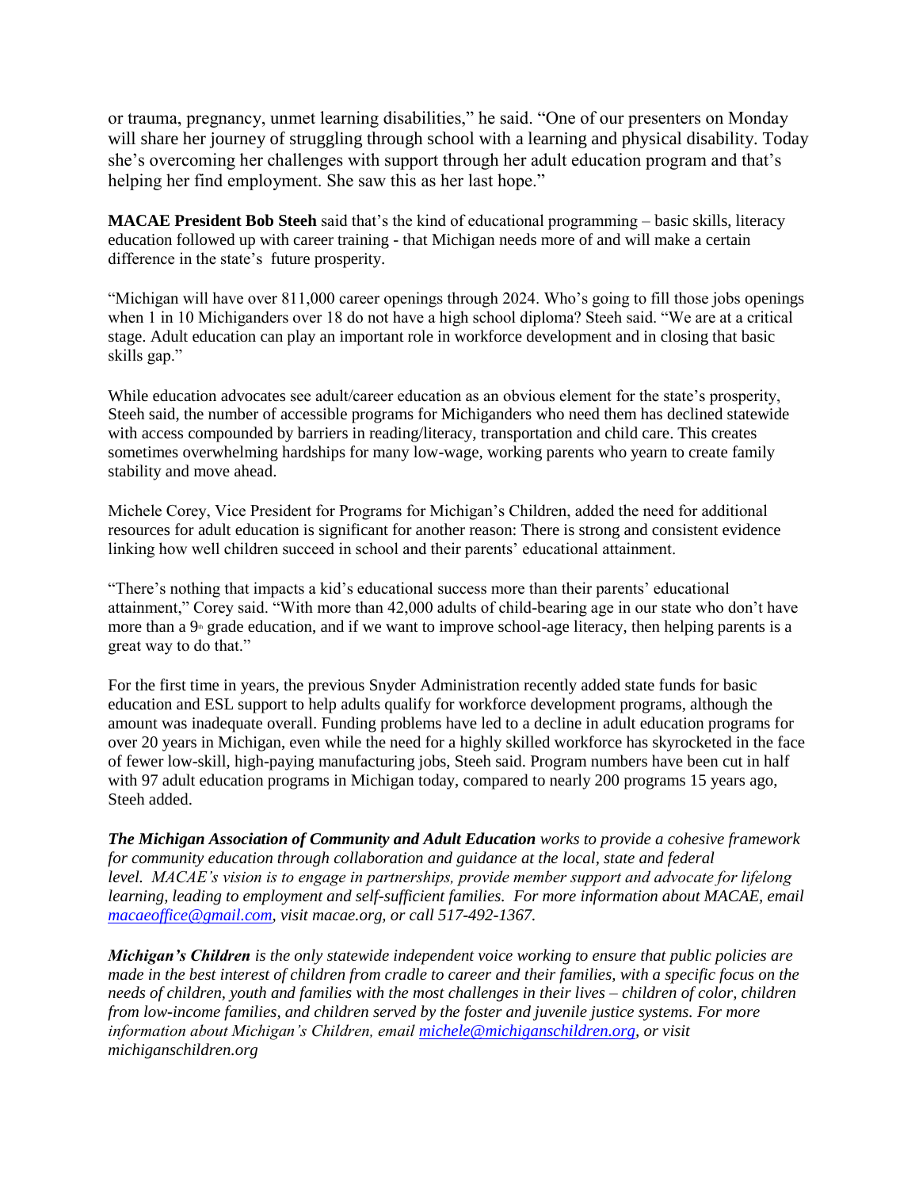or trauma, pregnancy, unmet learning disabilities," he said. "One of our presenters on Monday will share her journey of struggling through school with a learning and physical disability. Today she's overcoming her challenges with support through her adult education program and that's helping her find employment. She saw this as her last hope."

**MACAE President Bob Steeh** said that's the kind of educational programming – basic skills, literacy education followed up with career training - that Michigan needs more of and will make a certain difference in the state's future prosperity.

"Michigan will have over 811,000 career openings through 2024. Who's going to fill those jobs openings when 1 in 10 Michiganders over 18 do not have a high school diploma? Steeh said. "We are at a critical stage. Adult education can play an important role in workforce development and in closing that basic skills gap."

While education advocates see adult/career education as an obvious element for the state's prosperity, Steeh said, the number of accessible programs for Michiganders who need them has declined statewide with access compounded by barriers in reading/literacy, transportation and child care. This creates sometimes overwhelming hardships for many low-wage, working parents who yearn to create family stability and move ahead.

Michele Corey, Vice President for Programs for Michigan's Children, added the need for additional resources for adult education is significant for another reason: There is strong and consistent evidence linking how well children succeed in school and their parents' educational attainment.

"There's nothing that impacts a kid's educational success more than their parents' educational attainment," Corey said. "With more than 42,000 adults of child-bearing age in our state who don't have more than a 9th grade education, and if we want to improve school-age literacy, then helping parents is a great way to do that."

For the first time in years, the previous Snyder Administration recently added state funds for basic education and ESL support to help adults qualify for workforce development programs, although the amount was inadequate overall. Funding problems have led to a decline in adult education programs for over 20 years in Michigan, even while the need for a highly skilled workforce has skyrocketed in the face of fewer low-skill, high-paying manufacturing jobs, Steeh said. Program numbers have been cut in half with 97 adult education programs in Michigan today, compared to nearly 200 programs 15 years ago, Steeh added.

***The Michigan Association of Community and Adult Education*** *works to provide a cohesive framework for community education through collaboration and guidance at the local, state and federal level. MACAE's vision is to engage in partnerships, provide member support and advocate for lifelong learning, leading to employment and self-sufficient families. For more information about MACAE, email macaeoffice@gmail.com, visit macae.org, or call 517-492-1367.*

***Michigan's Children*** *is the only statewide independent voice working to ensure that public policies are made in the best interest of children from cradle to career and their families, with a specific focus on the needs of children, youth and families with the most challenges in their lives – children of color, children from low-income families, and children served by the foster and juvenile justice systems. For more information about Michigan's Children, email michele@michiganschildren.org, or visit michiganschildren.org*